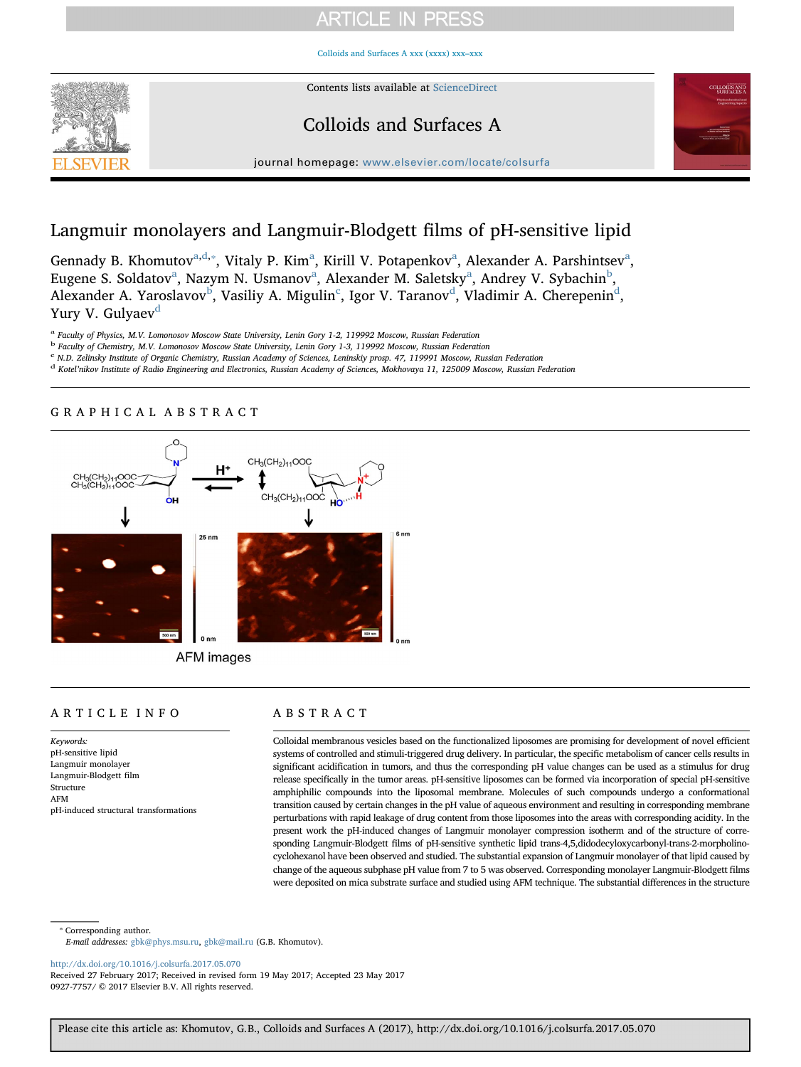# Langmuir monolayers and Langmuir-Blodgett films of pH-sensitive lipid

Gennady B. Khomutov[a,d,*], Vitaly P. Kim[a], Kirill V. Potapenkov[a], Alexander A. Parshintsev[a], Eugene S. Soldatov[a], Nazym N. Usmanov[a], Alexander M. Saletsky[a], Andrey V. Sybachin[b], Alexander A. Yaroslavov[b], Vasiliy A. Migulin[c], Igor V. Taranov[d], Vladimir A. Cherepenin[d], Yury V. Gulyaev[d]

[a] Faculty of Physics, M.V. Lomonosov Moscow State University, Lenin Gory 1-2, 119992 Moscow, Russian Federation
[b] Faculty of Chemistry, M.V. Lomonosov Moscow State University, Lenin Gory 1-3, 119992 Moscow, Russian Federation
[c] N.D. Zelinsky Institute of Organic Chemistry, Russian Academy of Sciences, Leninskiy prosp. 47, 119991 Moscow, Russian Federation
[d] Kotel'nikov Institute of Radio Engineering and Electronics, Russian Academy of Sciences, Mokhovaya 11, 125009 Moscow, Russian Federation

## GRAPHICAL ABSTRACT

AFM images

## ARTICLE INFO

*Keywords:*
pH-sensitive lipid
Langmuir monolayer
Langmuir-Blodgett film
Structure
AFM
pH-induced structural transformations

## ABSTRACT

Colloidal membranous vesicles based on the functionalized liposomes are promising for development of novel efficient systems of controlled and stimuli-triggered drug delivery. In particular, the specific metabolism of cancer cells results in significant acidification in tumors, and thus the corresponding pH value changes can be used as a stimulus for drug release specifically in the tumor areas. pH-sensitive liposomes can be formed via incorporation of special pH-sensitive amphiphilic compounds into the liposomal membrane. Molecules of such compounds undergo a conformational transition caused by certain changes in the pH value of aqueous environment and resulting in corresponding membrane perturbations with rapid leakage of drug content from those liposomes into the areas with corresponding acidity. In the present work the pH-induced changes of Langmuir monolayer compression isotherm and of the structure of corresponding Langmuir-Blodgett films of pH-sensitive synthetic lipid trans-4,5,didodecyloxycarbonyl-trans-2-morpholino-cyclohexanol have been observed and studied. The substantial expansion of Langmuir monolayer of that lipid caused by change of the aqueous subphase pH value from 7 to 5 was observed. Corresponding monolayer Langmuir-Blodgett films were deposited on mica substrate surface and studied using AFM technique. The substantial differences in the structure

* Corresponding author.
*E-mail addresses:* gbk@phys.msu.ru, gbk@mail.ru (G.B. Khomutov).

http://dx.doi.org/10.1016/j.colsurfa.2017.05.070
Received 27 February 2017; Received in revised form 19 May 2017; Accepted 23 May 2017
0927-7757/ © 2017 Elsevier B.V. All rights reserved.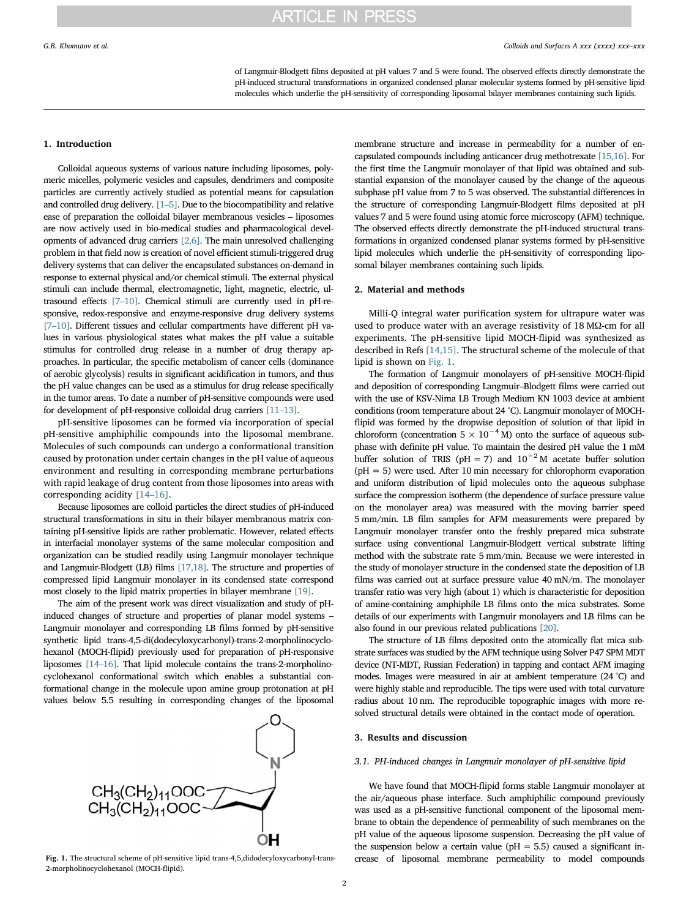of Langmuir-Blodgett films deposited at pH values 7 and 5 were found. The observed effects directly demonstrate the pH-induced structural transformations in organized condensed planar molecular systems formed by pH-sensitive lipid molecules which underlie the pH-sensitivity of corresponding liposomal bilayer membranes containing such lipids.

## 1. Introduction

Colloidal aqueous systems of various nature including liposomes, polymeric micelles, polymeric vesicles and capsules, dendrimers and composite particles are currently actively studied as potential means for capsulation and controlled drug delivery. [1–5]. Due to the biocompatibility and relative ease of preparation the colloidal bilayer membranous vesicles – liposomes are now actively used in bio-medical studies and pharmacological developments of advanced drug carriers [2,6]. The main unresolved challenging problem in that field now is creation of novel efficient stimuli-triggered drug delivery systems that can deliver the encapsulated substances on-demand in response to external physical and/or chemical stimuli. The external physical stimuli can include thermal, electromagnetic, light, magnetic, electric, ultrasound effects [7–10]. Chemical stimuli are currently used in pH-responsive, redox-responsive and enzyme-responsive drug delivery systems [7–10]. Different tissues and cellular compartments have different pH values in various physiological states what makes the pH value a suitable stimulus for controlled drug release in a number of drug therapy approaches. In particular, the specific metabolism of cancer cells (dominance of aerobic glycolysis) results in significant acidification in tumors, and thus the pH value changes can be used as a stimulus for drug release specifically in the tumor areas. To date a number of pH-sensitive compounds were used for development of pH-responsive colloidal drug carriers [11–13].

pH-sensitive liposomes can be formed via incorporation of special pH-sensitive amphiphilic compounds into the liposomal membrane. Molecules of such compounds can undergo a conformational transition caused by protonation under certain changes in the pH value of aqueous environment and resulting in corresponding membrane perturbations with rapid leakage of drug content from those liposomes into areas with corresponding acidity [14–16].

Because liposomes are colloid particles the direct studies of pH-induced structural transformations in situ in their bilayer membranous matrix containing pH-sensitive lipids are rather problematic. However, related effects in interfacial monolayer systems of the same molecular composition and organization can be studied readily using Langmuir monolayer technique and Langmuir-Blodgett (LB) films [17,18]. The structure and properties of compressed lipid Langmuir monolayer in its condensed state correspond most closely to the lipid matrix properties in bilayer membrane [19].

The aim of the present work was direct visualization and study of pH-induced changes of structure and properties of planar model systems – Langmuir monolayer and corresponding LB films formed by pH-sensitive synthetic lipid trans-4,5-di(dodecyloxycarbonyl)-trans-2-morpholinocyclohexanol (MOCH-flipid) previously used for preparation of pH-responsive liposomes [14–16]. That lipid molecule contains the trans-2-morpholinocyclohexanol conformational switch which enables a substantial conformational change in the molecule upon amine group protonation at pH values below 5.5 resulting in corresponding changes of the liposomal membrane structure and increase in permeability for a number of encapsulated compounds including anticancer drug methotrexate [15,16]. For the first time the Langmuir monolayer of that lipid was obtained and substantial expansion of the monolayer caused by the change of the aqueous subphase pH value from 7 to 5 was observed. The substantial differences in the structure of corresponding Langmuir-Blodgett films deposited at pH values 7 and 5 were found using atomic force microscopy (AFM) technique. The observed effects directly demonstrate the pH-induced structural transformations in organized condensed planar systems formed by pH-sensitive lipid molecules which underlie the pH-sensitivity of corresponding liposomal bilayer membranes containing such lipids.

Fig. 1. The structural scheme of pH-sensitive lipid trans-4,5,didodecyloxycarbonyl-trans-2-morpholinocyclohexanol (MOCH-flipid).

## 2. Material and methods

Milli-Q integral water purification system for ultrapure water was used to produce water with an average resistivity of 18 MΩ-cm for all experiments. The pH-sensitive lipid MOCH-flipid was synthesized as described in Refs [14,15]. The structural scheme of the molecule of that lipid is shown on Fig. 1.

The formation of Langmuir monolayers of pH-sensitive MOCH-flipid and deposition of corresponding Langmuir–Blodgett films were carried out with the use of KSV-Nima LB Trough Medium KN 1003 device at ambient conditions (room temperature about 24 °C). Langmuir monolayer of MOCH-flipid was formed by the dropwise deposition of solution of that lipid in chloroform (concentration $5 \times 10^{-4}$ M) onto the surface of aqueous subphase with definite pH value. To maintain the desired pH value the 1 mM buffer solution of TRIS (pH = 7) and $10^{-2}$ M acetate buffer solution (pH = 5) were used. After 10 min necessary for chlorophorm evaporation and uniform distribution of lipid molecules onto the aqueous subphase surface the compression isotherm (the dependence of surface pressure value on the monolayer area) was measured with the moving barrier speed 5 mm/min. LB film samples for AFM measurements were prepared by Langmuir monolayer transfer onto the freshly prepared mica substrate surface using conventional Langmuir-Blodgett vertical substrate lifting method with the substrate rate 5 mm/min. Because we were interested in the study of monolayer structure in the condensed state the deposition of LB films was carried out at surface pressure value 40 mN/m. The monolayer transfer ratio was very high (about 1) which is characteristic for deposition of amine-containing amphiphile LB films onto the mica substrates. Some details of our experiments with Langmuir monolayers and LB films can be also found in our previous related publications [20].

The structure of LB films deposited onto the atomically flat mica substrate surfaces was studied by the AFM technique using Solver P47 SPM MDT device (NT-MDT, Russian Federation) in tapping and contact AFM imaging modes. Images were measured in air at ambient temperature (24 °C) and were highly stable and reproducible. The tips were used with total curvature radius about 10 nm. The reproducible topographic images with more resolved structural details were obtained in the contact mode of operation.

## 3. Results and discussion

### 3.1. pH-induced changes in Langmuir monolayer of pH-sensitive lipid

We have found that MOCH-flipid forms stable Langmuir monolayer at the air/aqueous phase interface. Such amphiphilic compound previously was used as a pH-sensitive functional component of the liposomal membrane to obtain the dependence of permeability of such membranes on the pH value of the aqueous liposome suspension. Decreasing the pH value of the suspension below a certain value (pH = 5.5) caused a significant increase of liposomal membrane permeability to model compounds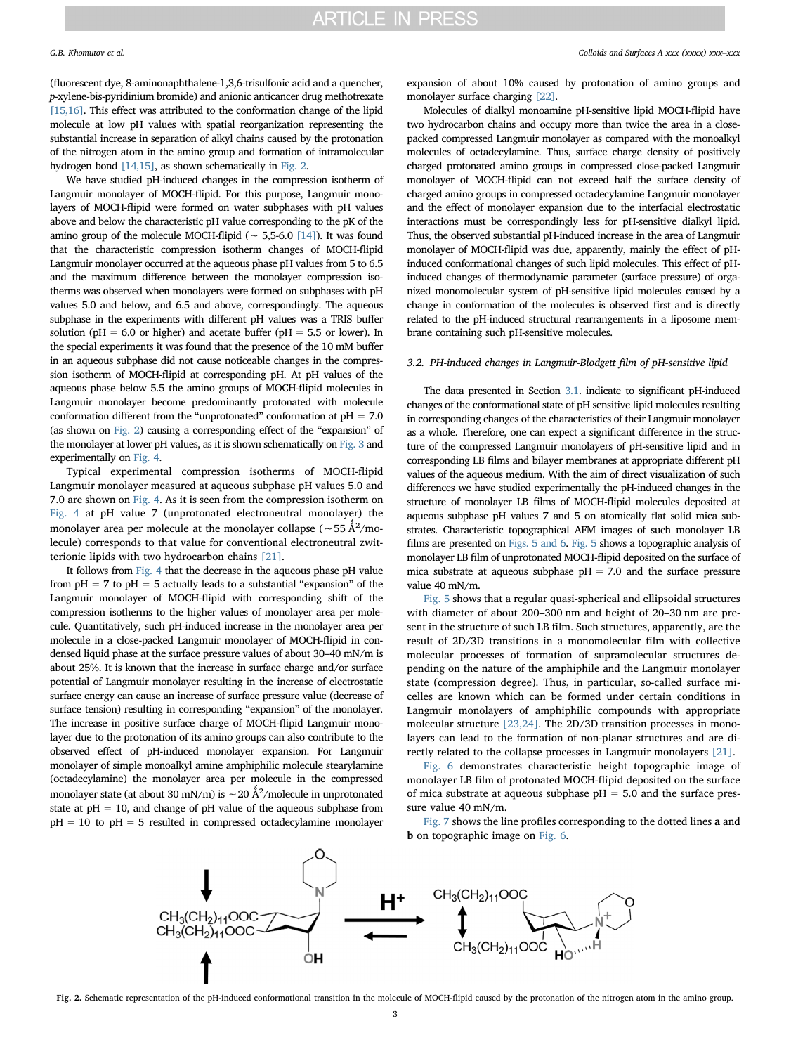(fluorescent dye, 8-aminonaphthalene-1,3,6-trisulfonic acid and a quencher, *p*-xylene-bis-pyridinium bromide) and anionic anticancer drug methotrexate [15,16]. This effect was attributed to the conformation change of the lipid molecule at low pH values with spatial reorganization representing the substantial increase in separation of alkyl chains caused by the protonation of the nitrogen atom in the amino group and formation of intramolecular hydrogen bond [14,15], as shown schematically in Fig. 2.

We have studied pH-induced changes in the compression isotherm of Langmuir monolayer of MOCH-flipid. For this purpose, Langmuir monolayers of MOCH-flipid were formed on water subphases with pH values above and below the characteristic pH value corresponding to the pK of the amino group of the molecule MOCH-flipid (~ 5,5-6.0 [14]). It was found that the characteristic compression isotherm changes of MOCH-flipid Langmuir monolayer occurred at the aqueous phase pH values from 5 to 6.5 and the maximum difference between the monolayer compression isotherms was observed when monolayers were formed on subphases with pH values 5.0 and below, and 6.5 and above, correspondingly. The aqueous subphase in the experiments with different pH values was a TRIS buffer solution (pH = 6.0 or higher) and acetate buffer (pH = 5.5 or lower). In the special experiments it was found that the presence of the 10 mM buffer in an aqueous subphase did not cause noticeable changes in the compression isotherm of MOCH-flipid at corresponding pH. At pH values of the aqueous phase below 5.5 the amino groups of MOCH-flipid molecules in Langmuir monolayer become predominantly protonated with molecule conformation different from the "unprotonated" conformation at pH = 7.0 (as shown on Fig. 2) causing a corresponding effect of the "expansion" of the monolayer at lower pH values, as it is shown schematically on Fig. 3 and experimentally on Fig. 4.

Typical experimental compression isotherms of MOCH-flipid Langmuir monolayer measured at aqueous subphase pH values 5.0 and 7.0 are shown on Fig. 4. As it is seen from the compression isotherm on Fig. 4 at pH value 7 (unprotonated electroneutral monolayer) the monolayer area per molecule at the monolayer collapse (~55 Å$^2$/molecule) corresponds to that value for conventional electroneutral zwitterionic lipids with two hydrocarbon chains [21].

It follows from Fig. 4 that the decrease in the aqueous phase pH value from pH = 7 to pH = 5 actually leads to a substantial "expansion" of the Langmuir monolayer of MOCH-flipid with corresponding shift of the compression isotherms to the higher values of monolayer area per molecule. Quantitatively, such pH-induced increase in the monolayer area per molecule in a close-packed Langmuir monolayer of MOCH-flipid in condensed liquid phase at the surface pressure values of about 30–40 mN/m is about 25%. It is known that the increase in surface charge and/or surface potential of Langmuir monolayer resulting in the increase of electrostatic surface energy can cause an increase of surface pressure value (decrease of surface tension) resulting in corresponding "expansion" of the monolayer. The increase in positive surface charge of MOCH-flipid Langmuir monolayer due to the protonation of its amino groups can also contribute to the observed effect of pH-induced monolayer expansion. For Langmuir monolayer of simple monoalkyl amine amphiphilic molecule stearylamine (octadecylamine) the monolayer area per molecule in the compressed monolayer state (at about 30 mN/m) is ~20 Å$^2$/molecule in unprotonated state at pH = 10, and change of pH value of the aqueous subphase from pH = 10 to pH = 5 resulted in compressed octadecylamine monolayer expansion of about 10% caused by protonation of amino groups and monolayer surface charging [22].

Molecules of dialkyl monoamine pH-sensitive lipid MOCH-flipid have two hydrocarbon chains and occupy more than twice the area in a close-packed compressed Langmuir monolayer as compared with the monoalkyl molecules of octadecylamine. Thus, surface charge density of positively charged protonated amino groups in compressed close-packed Langmuir monolayer of MOCH-flipid can not exceed half the surface density of charged amino groups in compressed octadecylamine Langmuir monolayer and the effect of monolayer expansion due to the interfacial electrostatic interactions must be correspondingly less for pH-sensitive dialkyl lipid. Thus, the observed substantial pH-induced increase in the area of Langmuir monolayer of MOCH-flipid was due, apparently, mainly the effect of pH-induced conformational changes of such lipid molecules. This effect of pH-induced changes of thermodynamic parameter (surface pressure) of organized monomolecular system of pH-sensitive lipid molecules caused by a change in conformation of the molecules is observed first and is directly related to the pH-induced structural rearrangements in a liposome membrane containing such pH-sensitive molecules.

### 3.2. PH-induced changes in Langmuir-Blodgett film of pH-sensitive lipid

The data presented in Section 3.1. indicate to significant pH-induced changes of the conformational state of pH sensitive lipid molecules resulting in corresponding changes of the characteristics of their Langmuir monolayer as a whole. Therefore, one can expect a significant difference in the structure of the compressed Langmuir monolayers of pH-sensitive lipid and in corresponding LB films and bilayer membranes at appropriate different pH values of the aqueous medium. With the aim of direct visualization of such differences we have studied experimentally the pH-induced changes in the structure of monolayer LB films of MOCH-flipid molecules deposited at aqueous subphase pH values 7 and 5 on atomically flat solid mica substrates. Characteristic topographical AFM images of such monolayer LB films are presented on Figs. 5 and 6. Fig. 5 shows a topographic analysis of monolayer LB film of unprotonated MOCH-flipid deposited on the surface of mica substrate at aqueous subphase pH = 7.0 and the surface pressure value 40 mN/m.

Fig. 5 shows that a regular quasi-spherical and ellipsoidal structures with diameter of about 200–300 nm and height of 20–30 nm are present in the structure of such LB film. Such structures, apparently, are the result of 2D/3D transitions in a monomolecular film with collective molecular processes of formation of supramolecular structures depending on the nature of the amphiphile and the Langmuir monolayer state (compression degree). Thus, in particular, so-called surface micelles are known which can be formed under certain conditions in Langmuir monolayers of amphiphilic compounds with appropriate molecular structure [23,24]. The 2D/3D transition processes in monolayers can lead to the formation of non-planar structures and are directly related to the collapse processes in Langmuir monolayers [21].

Fig. 6 demonstrates characteristic height topographic image of monolayer LB film of protonated MOCH-flipid deposited on the surface of mica substrate at aqueous subphase pH = 5.0 and the surface pressure value 40 mN/m.

Fig. 7 shows the line profiles corresponding to the dotted lines **a** and **b** on topographic image on Fig. 6.

**Fig. 2.** Schematic representation of the pH-induced conformational transition in the molecule of MOCH-flipid caused by the protonation of the nitrogen atom in the amino group.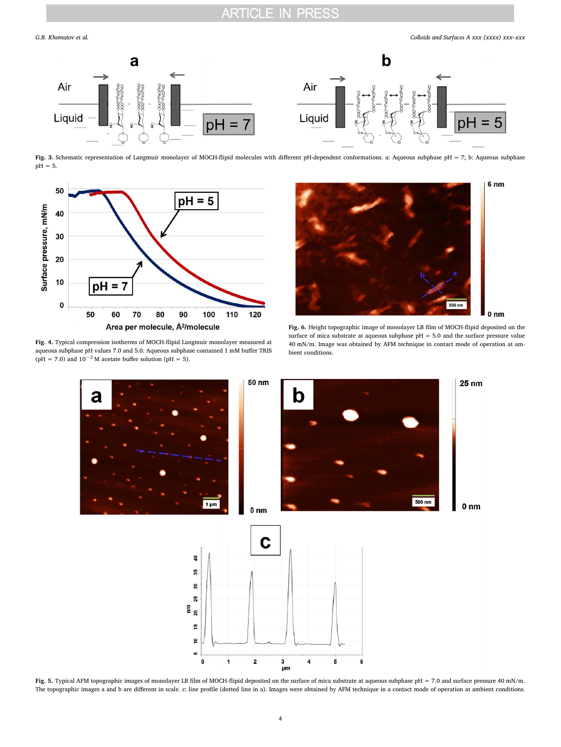**Fig. 3.** Schematic representation of Langmuir monolayer of MOCH-flipid molecules with different pH-dependent conformations. a: Aqueous subphase pH = 7; b: Aqueous subphase pH = 5.

**Fig. 4.** Typical compression isotherms of MOCH-flipid Langmuir monolayer measured at aqueous subphase pH values 7.0 and 5.0. Aqueous subphase contained 1 mM buffer TRIS (pH = 7.0) and $10^{-2}$ M acetate buffer solution (pH = 5).

**Fig. 6.** Height topographic image of monolayer LB film of MOCH-flipid deposited on the surface of mica substrate at aqueous subphase pH = 5.0 and the surface pressure value 40 mN/m. Image was obtained by AFM technique in contact mode of operation at ambient conditions.

**Fig. 5.** Typical AFM topographic images of monolayer LB film of MOCH-flipid deposited on the surface of mica substrate at aqueous subphase pH = 7.0 and surface pressure 40 mN/m. The topographic images a and b are different in scale. c: line profile (dotted line in a). Images were obtained by AFM technique in a contact mode of operation at ambient conditions.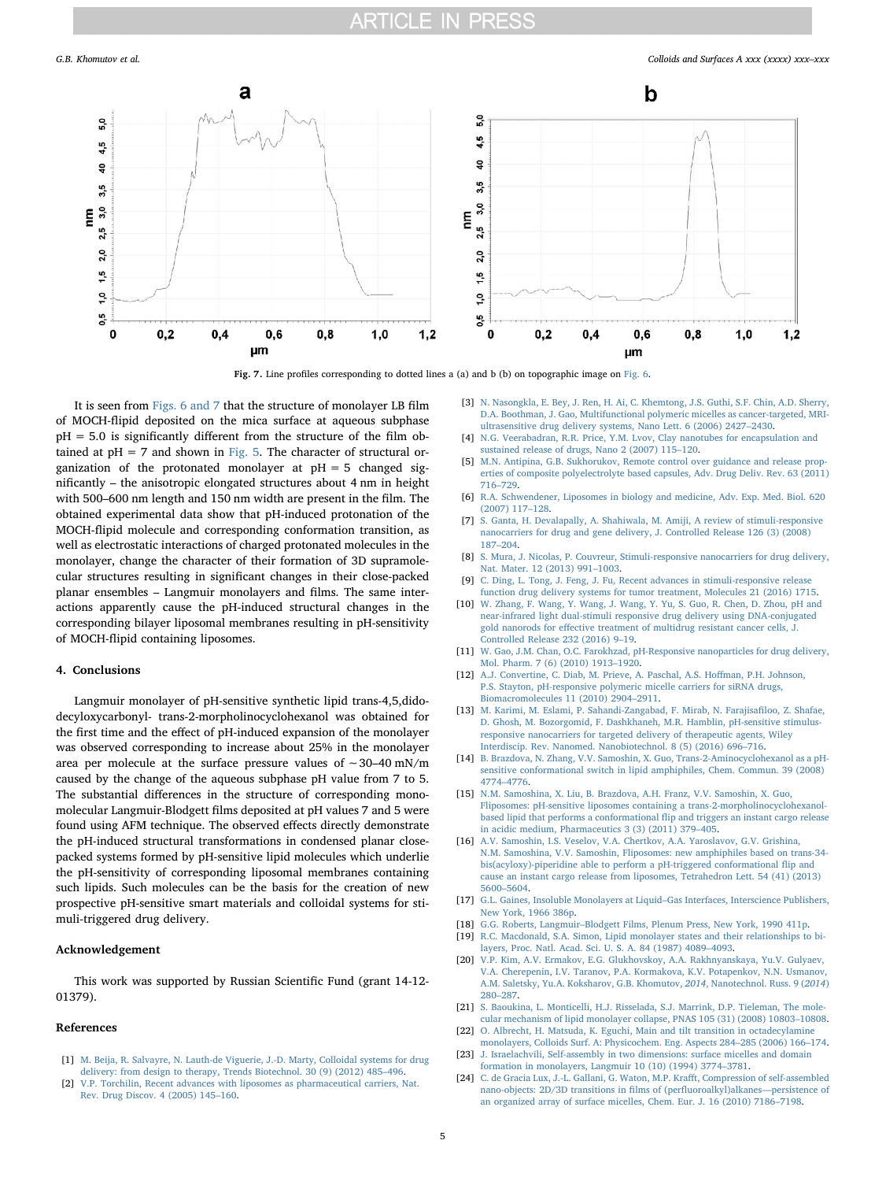a

b

nm

5,0
4,5
40
3,5
3,0
2,5
2,0
1,5
1,0
0,5

0 0,2 0,4 0,6 0,8 1,0 1,2

μm

**Fig. 7.** Line profiles corresponding to dotted lines a (a) and b (b) on topographic image on Fig. 6.

It is seen from Figs. 6 and 7 that the structure of monolayer LB film of MOCH-flipid deposited on the mica surface at aqueous subphase pH = 5.0 is significantly different from the structure of the film obtained at pH = 7 and shown in Fig. 5. The character of structural organization of the protonated monolayer at pH = 5 changed significantly – the anisotropic elongated structures about 4 nm in height with 500–600 nm length and 150 nm width are present in the film. The obtained experimental data show that pH-induced protonation of the MOCH-flipid molecule and corresponding conformation transition, as well as electrostatic interactions of charged protonated molecules in the monolayer, change the character of their formation of 3D supramolecular structures resulting in significant changes in their close-packed planar ensembles – Langmuir monolayers and films. The same interactions apparently cause the pH-induced structural changes in the corresponding bilayer liposomal membranes resulting in pH-sensitivity of MOCH-flipid containing liposomes.

## 4. Conclusions

Langmuir monolayer of pH-sensitive synthetic lipid trans-4,5,didodecyloxycarbonyl- trans-2-morpholinocyclohexanol was obtained for the first time and the effect of pH-induced expansion of the monolayer was observed corresponding to increase about 25% in the monolayer area per molecule at the surface pressure values of ~30–40 mN/m caused by the change of the aqueous subphase pH value from 7 to 5. The substantial differences in the structure of corresponding monomolecular Langmuir-Blodgett films deposited at pH values 7 and 5 were found using AFM technique. The observed effects directly demonstrate the pH-induced structural transformations in condensed planar close-packed systems formed by pH-sensitive lipid molecules which underlie the pH-sensitivity of corresponding liposomal membranes containing such lipids. Such molecules can be the basis for the creation of new prospective pH-sensitive smart materials and colloidal systems for stimuli-triggered drug delivery.

## Acknowledgement

This work was supported by Russian Scientific Fund (grant 14-12-01379).

## References

[1] M. Beija, R. Salvayre, N. Lauth-de Viguerie, J.-D. Marty, Colloidal systems for drug delivery: from design to therapy, Trends Biotechnol. 30 (9) (2012) 485–496.
[2] V.P. Torchilin, Recent advances with liposomes as pharmaceutical carriers, Nat. Rev. Drug Discov. 4 (2005) 145–160.
[3] N. Nasongkla, E. Bey, J. Ren, H. Ai, C. Khemtong, J.S. Guthi, S.F. Chin, A.D. Sherry, D.A. Boothman, J. Gao, Multifunctional polymeric micelles as cancer-targeted, MRI-ultrasensitive drug delivery systems, Nano Lett. 6 (2006) 2427–2430.
[4] N.G. Veerabadran, R.R. Price, Y.M. Lvov, Clay nanotubes for encapsulation and sustained release of drugs, Nano 2 (2007) 115–120.
[5] M.N. Antipina, G.B. Sukhorukov, Remote control over guidance and release properties of composite polyelectrolyte based capsules, Adv. Drug Deliv. Rev. 63 (2011) 716–729.
[6] R.A. Schwendener, Liposomes in biology and medicine, Adv. Exp. Med. Biol. 620 (2007) 117–128.
[7] S. Ganta, H. Devalapally, A. Shahiwala, M. Amiji, A review of stimuli-responsive nanocarriers for drug and gene delivery, J. Controlled Release 126 (3) (2008) 187–204.
[8] S. Mura, J. Nicolas, P. Couvreur, Stimuli-responsive nanocarriers for drug delivery, Nat. Mater. 12 (2013) 991–1003.
[9] C. Ding, L. Tong, J. Feng, J. Fu, Recent advances in stimuli-responsive release function drug delivery systems for tumor treatment, Molecules 21 (2016) 1715.
[10] W. Zhang, F. Wang, Y. Wang, J. Wang, Y. Yu, S. Guo, R. Chen, D. Zhou, pH and near-infrared light dual-stimuli responsive drug delivery using DNA-conjugated gold nanorods for effective treatment of multidrug resistant cancer cells, J. Controlled Release 232 (2016) 9–19.
[11] W. Gao, J.M. Chan, O.C. Farokhzad, pH-Responsive nanoparticles for drug delivery, Mol. Pharm. 7 (6) (2010) 1913–1920.
[12] A.J. Convertine, C. Diab, M. Prieve, A. Paschal, A.S. Hoffman, P.H. Johnson, P.S. Stayton, pH-responsive polymeric micelle carriers for siRNA drugs, Biomacromolecules 11 (2010) 2904–2911.
[13] M. Karimi, M. Eslami, P. Sahandi-Zangabad, F. Mirab, N. Farajisafiloo, Z. Shafae, D. Ghosh, M. Bozorgomid, F. Dashkhaneh, M.R. Hamblin, pH-sensitive stimulus-responsive nanocarriers for targeted delivery of therapeutic agents, Wiley Interdiscip. Rev. Nanomed. Nanobiotechnol. 8 (5) (2016) 696–716.
[14] B. Brazdova, N. Zhang, V.V. Samoshin, X. Guo, Trans-2-Aminocyclohexanol as a pH-sensitive conformational switch in lipid amphiphiles, Chem. Commun. 39 (2008) 4774–4776.
[15] N.M. Samoshina, X. Liu, B. Brazdova, A.H. Franz, V.V. Samoshin, X. Guo, Fliposomes: pH-sensitive liposomes containing a trans-2-morpholinocyclohexanol-based lipid that performs a conformational flip and triggers an instant cargo release in acidic medium, Pharmaceutics 3 (3) (2011) 379–405.
[16] A.V. Samoshin, I.S. Veselov, V.A. Chertkov, A.A. Yaroslavov, G.V. Grishina, N.M. Samoshina, V.V. Samoshin, Fliposomes: new amphiphiles based on trans-34-bis(acyloxy)-piperidine able to perform a pH-triggered conformational flip and cause an instant cargo release from liposomes, Tetrahedron Lett. 54 (41) (2013) 5600–5604.
[17] G.L. Gaines, Insoluble Monolayers at Liquid–Gas Interfaces, Interscience Publishers, New York, 1966 386p.
[18] G.G. Roberts, Langmuir–Blodgett Films, Plenum Press, New York, 1990 411p.
[19] R.C. Macdonald, S.A. Simon, Lipid monolayer states and their relationships to bilayers, Proc. Natl. Acad. Sci. U. S. A. 84 (1987) 4089–4093.
[20] V.P. Kim, A.V. Ermakov, E.G. Glukhovskoy, A.A. Rakhnyanskaya, Yu.V. Gulyaev, V.A. Cherepenin, I.V. Taranov, P.A. Kormakova, K.V. Potapenkov, N.N. Usmanov, A.M. Saletsky, Yu.A. Koksharov, G.B. Khomutov, *2014*, Nanotechnol. Russ. 9 (*2014*) 280–287.
[21] S. Baoukina, L. Monticelli, H.J. Risselada, S.J. Marrink, D.P. Tieleman, The molecular mechanism of lipid monolayer collapse, PNAS 105 (31) (2008) 10803–10808.
[22] O. Albrecht, H. Matsuda, K. Eguchi, Main and tilt transition in octadecylamine monolayers, Colloids Surf. A: Physicochem. Eng. Aspects 284–285 (2006) 166–174.
[23] J. Israelachvili, Self-assembly in two dimensions: surface micelles and domain formation in monolayers, Langmuir 10 (10) (1994) 3774–3781.
[24] C. de Gracia Lux, J.-L. Gallani, G. Waton, M.P. Krafft, Compression of self-assembled nano-objects: 2D/3D transitions in films of (perfluoroalkyl)alkanes—persistence of an organized array of surface micelles, Chem. Eur. J. 16 (2010) 7186–7198.